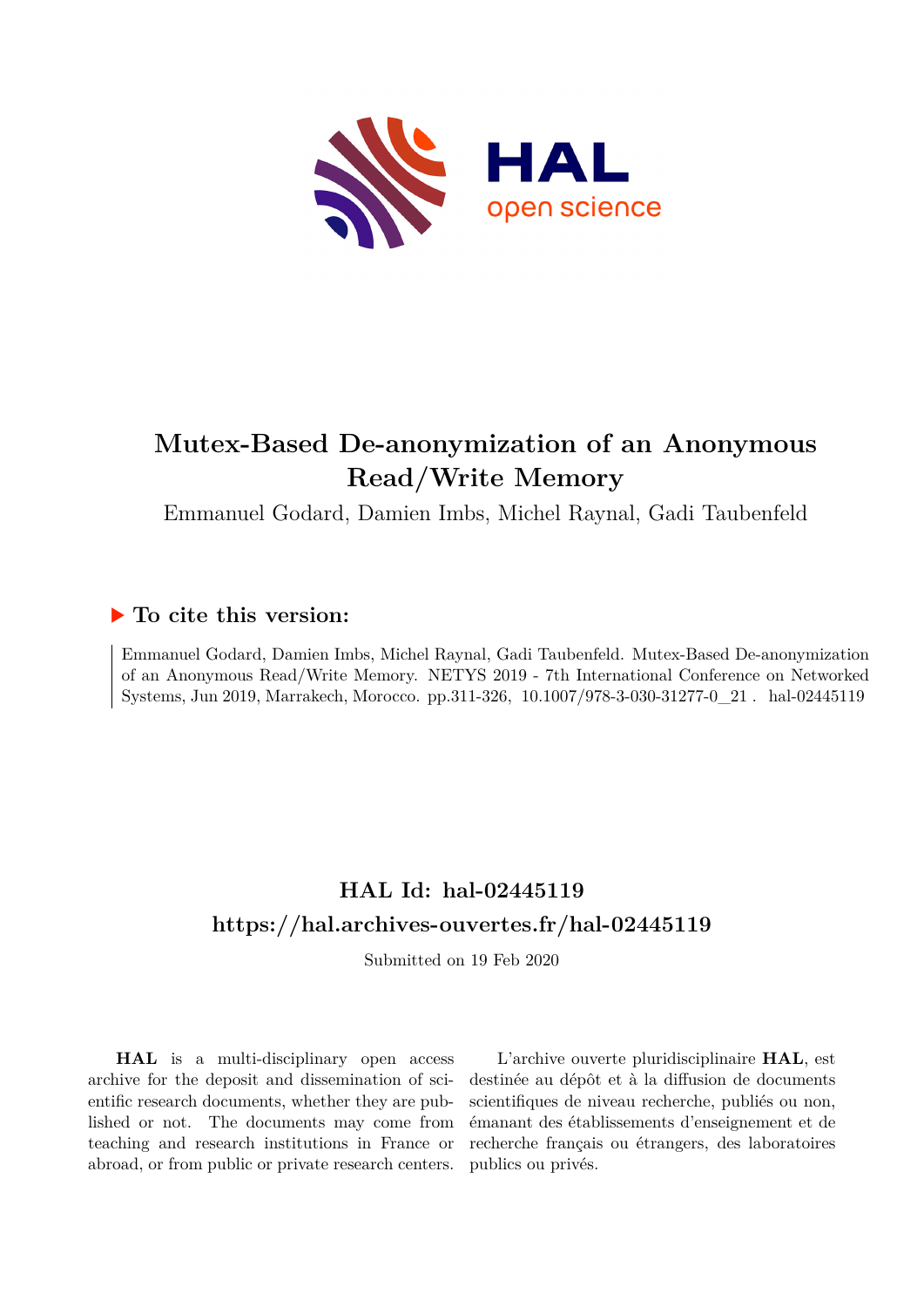# Mutex-Based De-anonymization of an Anonymous Read/Write Memory

Emmanuel Godard, Damien Imbs, Michel Raynal, Gadi Taubenfeld

## ▶ To cite this version:

Emmanuel Godard, Damien Imbs, Michel Raynal, Gadi Taubenfeld. Mutex-Based De-anonymization of an Anonymous Read/Write Memory. NETYS 2019 - 7th International Conference on Networked Systems, Jun 2019, Marrakech, Morocco. pp.311-326, 10.1007/978-3-030-31277-0_21 . hal-02445119

## HAL Id: hal-02445119

## https://hal.archives-ouvertes.fr/hal-02445119

Submitted on 19 Feb 2020

**HAL** is a multi-disciplinary open access archive for the deposit and dissemination of scientific research documents, whether they are published or not. The documents may come from teaching and research institutions in France or abroad, or from public or private research centers.

L'archive ouverte pluridisciplinaire **HAL**, est destinée au dépôt et à la diffusion de documents scientifiques de niveau recherche, publiés ou non, émanant des établissements d'enseignement et de recherche français ou étrangers, des laboratoires publics ou privés.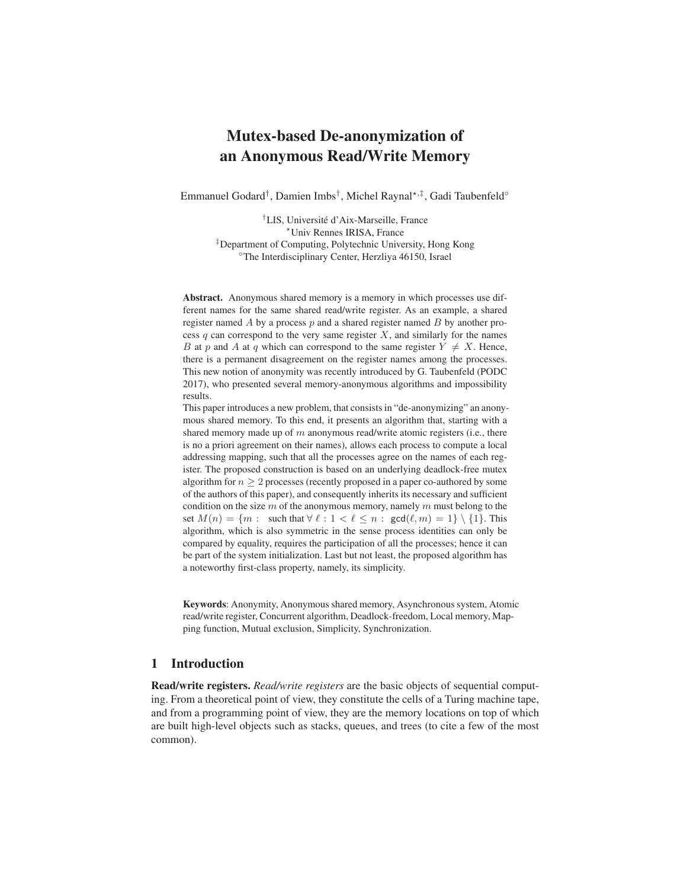# Mutex-based De-anonymization of an Anonymous Read/Write Memory

Emmanuel Godard[†], Damien Imbs[†], Michel Raynal[⋆,‡], Gadi Taubenfeld[◦]

[†]LIS, Université d'Aix-Marseille, France
[⋆]Univ Rennes IRISA, France
[‡]Department of Computing, Polytechnic University, Hong Kong
[◦]The Interdisciplinary Center, Herzliya 46150, Israel

**Abstract.** Anonymous shared memory is a memory in which processes use different names for the same shared read/write register. As an example, a shared register named $A$ by a process $p$ and a shared register named $B$ by another process $q$ can correspond to the very same register $X$, and similarly for the names $B$ at $p$ and $A$ at $q$ which can correspond to the same register $Y \neq X$. Hence, there is a permanent disagreement on the register names among the processes. This new notion of anonymity was recently introduced by G. Taubenfeld (PODC 2017), who presented several memory-anonymous algorithms and impossibility results.

This paper introduces a new problem, that consists in "de-anonymizing" an anonymous shared memory. To this end, it presents an algorithm that, starting with a shared memory made up of $m$ anonymous read/write atomic registers (i.e., there is no a priori agreement on their names), allows each process to compute a local addressing mapping, such that all the processes agree on the names of each register. The proposed construction is based on an underlying deadlock-free mutex algorithm for $n \geq 2$ processes (recently proposed in a paper co-authored by some of the authors of this paper), and consequently inherits its necessary and sufficient condition on the size $m$ of the anonymous memory, namely $m$ must belong to the set $M(n) = \{m : \text{ such that } \forall\, \ell : 1 < \ell \leq n : \mathsf{gcd}(\ell, m) = 1\} \setminus \{1\}$. This algorithm, which is also symmetric in the sense process identities can only be compared by equality, requires the participation of all the processes; hence it can be part of the system initialization. Last but not least, the proposed algorithm has a noteworthy first-class property, namely, its simplicity.

**Keywords**: Anonymity, Anonymous shared memory, Asynchronous system, Atomic read/write register, Concurrent algorithm, Deadlock-freedom, Local memory, Mapping function, Mutual exclusion, Simplicity, Synchronization.

## 1 Introduction

**Read/write registers.** *Read/write registers* are the basic objects of sequential computing. From a theoretical point of view, they constitute the cells of a Turing machine tape, and from a programming point of view, they are the memory locations on top of which are built high-level objects such as stacks, queues, and trees (to cite a few of the most common).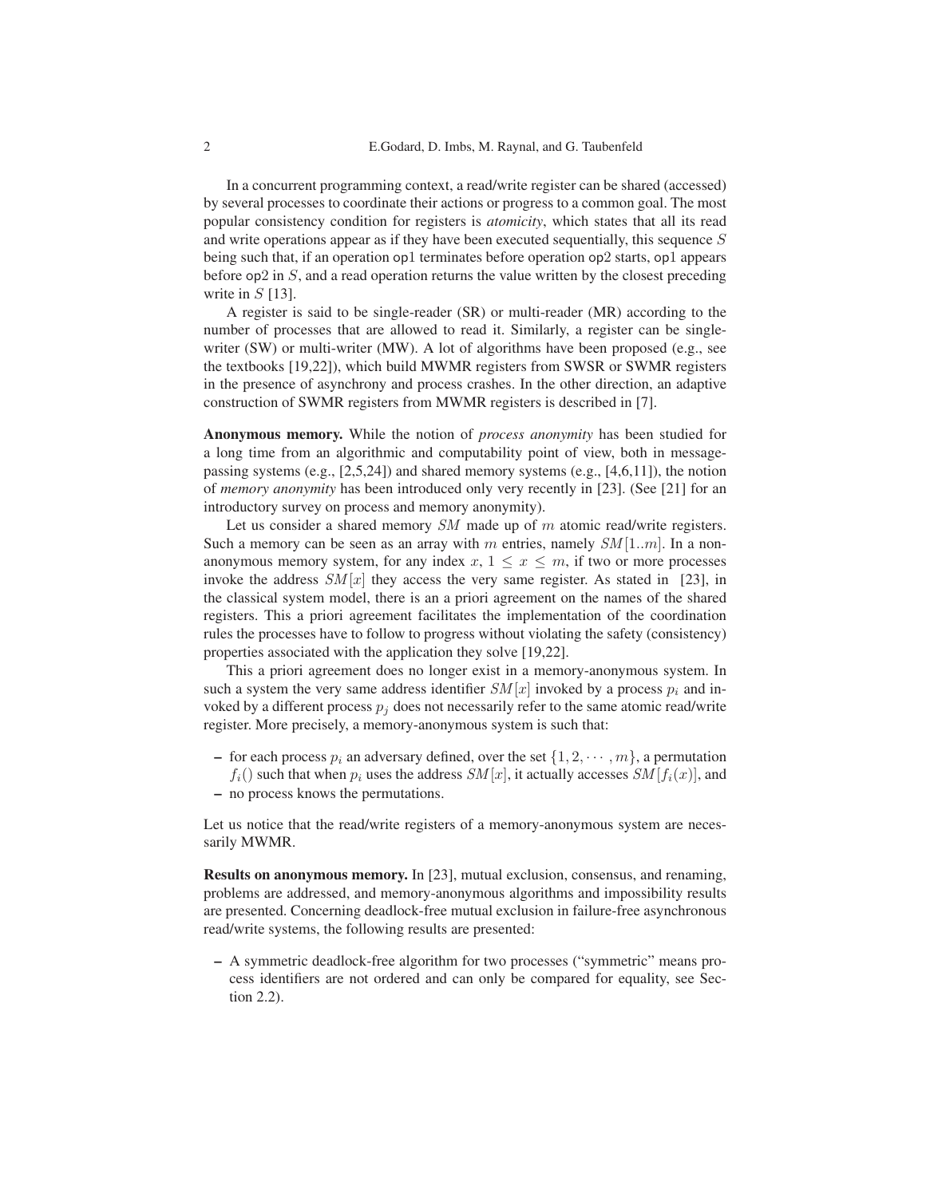In a concurrent programming context, a read/write register can be shared (accessed) by several processes to coordinate their actions or progress to a common goal. The most popular consistency condition for registers is *atomicity*, which states that all its read and write operations appear as if they have been executed sequentially, this sequence $S$ being such that, if an operation op1 terminates before operation op2 starts, op1 appears before op2 in $S$, and a read operation returns the value written by the closest preceding write in $S$ [13].

A register is said to be single-reader (SR) or multi-reader (MR) according to the number of processes that are allowed to read it. Similarly, a register can be single-writer (SW) or multi-writer (MW). A lot of algorithms have been proposed (e.g., see the textbooks [19,22]), which build MWMR registers from SWSR or SWMR registers in the presence of asynchrony and process crashes. In the other direction, an adaptive construction of SWMR registers from MWMR registers is described in [7].

**Anonymous memory.** While the notion of *process anonymity* has been studied for a long time from an algorithmic and computability point of view, both in message-passing systems (e.g., [2,5,24]) and shared memory systems (e.g., [4,6,11]), the notion of *memory anonymity* has been introduced only very recently in [23]. (See [21] for an introductory survey on process and memory anonymity).

Let us consider a shared memory $SM$ made up of $m$ atomic read/write registers. Such a memory can be seen as an array with $m$ entries, namely $SM[1..m]$. In a non-anonymous memory system, for any index $x$, $1 \leq x \leq m$, if two or more processes invoke the address $SM[x]$ they access the very same register. As stated in [23], in the classical system model, there is an a priori agreement on the names of the shared registers. This a priori agreement facilitates the implementation of the coordination rules the processes have to follow to progress without violating the safety (consistency) properties associated with the application they solve [19,22].

This a priori agreement does no longer exist in a memory-anonymous system. In such a system the very same address identifier $SM[x]$ invoked by a process $p_i$ and invoked by a different process $p_j$ does not necessarily refer to the same atomic read/write register. More precisely, a memory-anonymous system is such that:

- for each process $p_i$ an adversary defined, over the set $\{1, 2, \cdots, m\}$, a permutation $f_i()$ such that when $p_i$ uses the address $SM[x]$, it actually accesses $SM[f_i(x)]$, and
- no process knows the permutations.

Let us notice that the read/write registers of a memory-anonymous system are necessarily MWMR.

**Results on anonymous memory.** In [23], mutual exclusion, consensus, and renaming, problems are addressed, and memory-anonymous algorithms and impossibility results are presented. Concerning deadlock-free mutual exclusion in failure-free asynchronous read/write systems, the following results are presented:

- A symmetric deadlock-free algorithm for two processes ("symmetric" means process identifiers are not ordered and can only be compared for equality, see Section 2.2).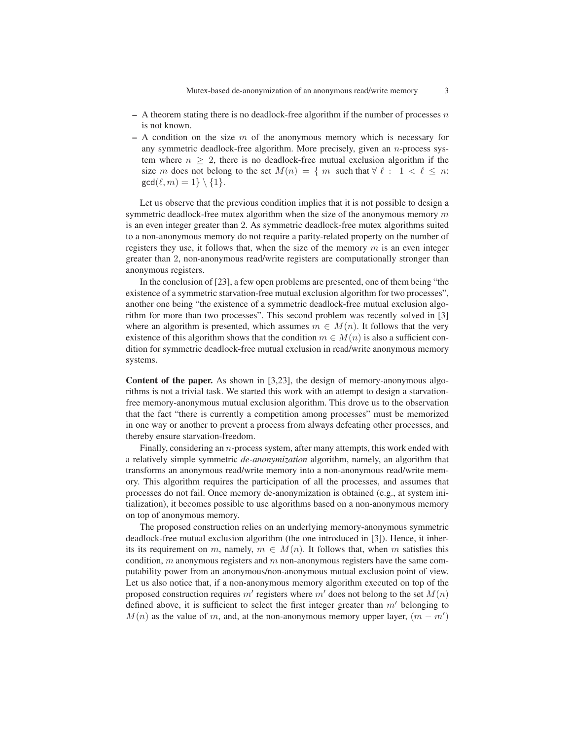- A theorem stating there is no deadlock-free algorithm if the number of processes $n$ is not known.
- A condition on the size $m$ of the anonymous memory which is necessary for any symmetric deadlock-free algorithm. More precisely, given an $n$-process system where $n \geq 2$, there is no deadlock-free mutual exclusion algorithm if the size $m$ does not belong to the set $M(n) = \{ m \text{ such that } \forall\, \ell : 1 < \ell \leq n : \mathsf{gcd}(\ell, m) = 1\} \setminus \{1\}$.

Let us observe that the previous condition implies that it is not possible to design a symmetric deadlock-free mutex algorithm when the size of the anonymous memory $m$ is an even integer greater than 2. As symmetric deadlock-free mutex algorithms suited to a non-anonymous memory do not require a parity-related property on the number of registers they use, it follows that, when the size of the memory $m$ is an even integer greater than 2, non-anonymous read/write registers are computationally stronger than anonymous registers.

In the conclusion of [23], a few open problems are presented, one of them being "the existence of a symmetric starvation-free mutual exclusion algorithm for two processes", another one being "the existence of a symmetric deadlock-free mutual exclusion algorithm for more than two processes". This second problem was recently solved in [3] where an algorithm is presented, which assumes $m \in M(n)$. It follows that the very existence of this algorithm shows that the condition $m \in M(n)$ is also a sufficient condition for symmetric deadlock-free mutual exclusion in read/write anonymous memory systems.

**Content of the paper.** As shown in [3,23], the design of memory-anonymous algorithms is not a trivial task. We started this work with an attempt to design a starvation-free memory-anonymous mutual exclusion algorithm. This drove us to the observation that the fact "there is currently a competition among processes" must be memorized in one way or another to prevent a process from always defeating other processes, and thereby ensure starvation-freedom.

Finally, considering an $n$-process system, after many attempts, this work ended with a relatively simple symmetric *de-anonymization* algorithm, namely, an algorithm that transforms an anonymous read/write memory into a non-anonymous read/write memory. This algorithm requires the participation of all the processes, and assumes that processes do not fail. Once memory de-anonymization is obtained (e.g., at system initialization), it becomes possible to use algorithms based on a non-anonymous memory on top of anonymous memory.

The proposed construction relies on an underlying memory-anonymous symmetric deadlock-free mutual exclusion algorithm (the one introduced in [3]). Hence, it inherits its requirement on $m$, namely, $m \in M(n)$. It follows that, when $m$ satisfies this condition, $m$ anonymous registers and $m$ non-anonymous registers have the same computability power from an anonymous/non-anonymous mutual exclusion point of view. Let us also notice that, if a non-anonymous memory algorithm executed on top of the proposed construction requires $m'$ registers where $m'$ does not belong to the set $M(n)$ defined above, it is sufficient to select the first integer greater than $m'$ belonging to $M(n)$ as the value of $m$, and, at the non-anonymous memory upper layer, $(m - m')$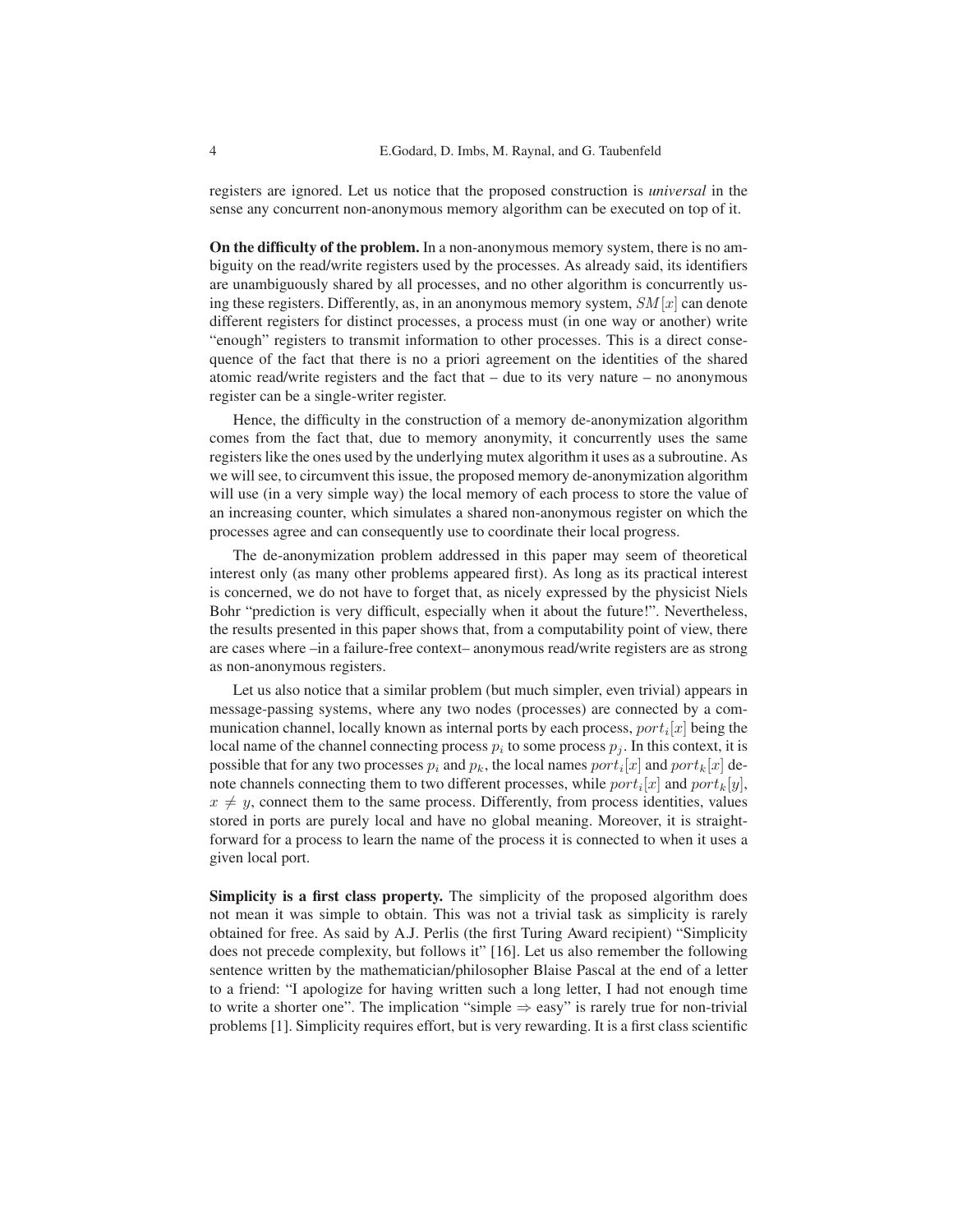registers are ignored. Let us notice that the proposed construction is *universal* in the sense any concurrent non-anonymous memory algorithm can be executed on top of it.

**On the difficulty of the problem.** In a non-anonymous memory system, there is no ambiguity on the read/write registers used by the processes. As already said, its identifiers are unambiguously shared by all processes, and no other algorithm is concurrently using these registers. Differently, as, in an anonymous memory system, $SM[x]$ can denote different registers for distinct processes, a process must (in one way or another) write "enough" registers to transmit information to other processes. This is a direct consequence of the fact that there is no a priori agreement on the identities of the shared atomic read/write registers and the fact that – due to its very nature – no anonymous register can be a single-writer register.

Hence, the difficulty in the construction of a memory de-anonymization algorithm comes from the fact that, due to memory anonymity, it concurrently uses the same registers like the ones used by the underlying mutex algorithm it uses as a subroutine. As we will see, to circumvent this issue, the proposed memory de-anonymization algorithm will use (in a very simple way) the local memory of each process to store the value of an increasing counter, which simulates a shared non-anonymous register on which the processes agree and can consequently use to coordinate their local progress.

The de-anonymization problem addressed in this paper may seem of theoretical interest only (as many other problems appeared first). As long as its practical interest is concerned, we do not have to forget that, as nicely expressed by the physicist Niels Bohr "prediction is very difficult, especially when it about the future!". Nevertheless, the results presented in this paper shows that, from a computability point of view, there are cases where –in a failure-free context– anonymous read/write registers are as strong as non-anonymous registers.

Let us also notice that a similar problem (but much simpler, even trivial) appears in message-passing systems, where any two nodes (processes) are connected by a communication channel, locally known as internal ports by each process, $port_i[x]$ being the local name of the channel connecting process $p_i$ to some process $p_j$. In this context, it is possible that for any two processes $p_i$ and $p_k$, the local names $port_i[x]$ and $port_k[x]$ denote channels connecting them to two different processes, while $port_i[x]$ and $port_k[y]$, $x \neq y$, connect them to the same process. Differently, from process identities, values stored in ports are purely local and have no global meaning. Moreover, it is straightforward for a process to learn the name of the process it is connected to when it uses a given local port.

**Simplicity is a first class property.** The simplicity of the proposed algorithm does not mean it was simple to obtain. This was not a trivial task as simplicity is rarely obtained for free. As said by A.J. Perlis (the first Turing Award recipient) "Simplicity does not precede complexity, but follows it" [16]. Let us also remember the following sentence written by the mathematician/philosopher Blaise Pascal at the end of a letter to a friend: "I apologize for having written such a long letter, I had not enough time to write a shorter one". The implication "simple $\Rightarrow$ easy" is rarely true for non-trivial problems [1]. Simplicity requires effort, but is very rewarding. It is a first class scientific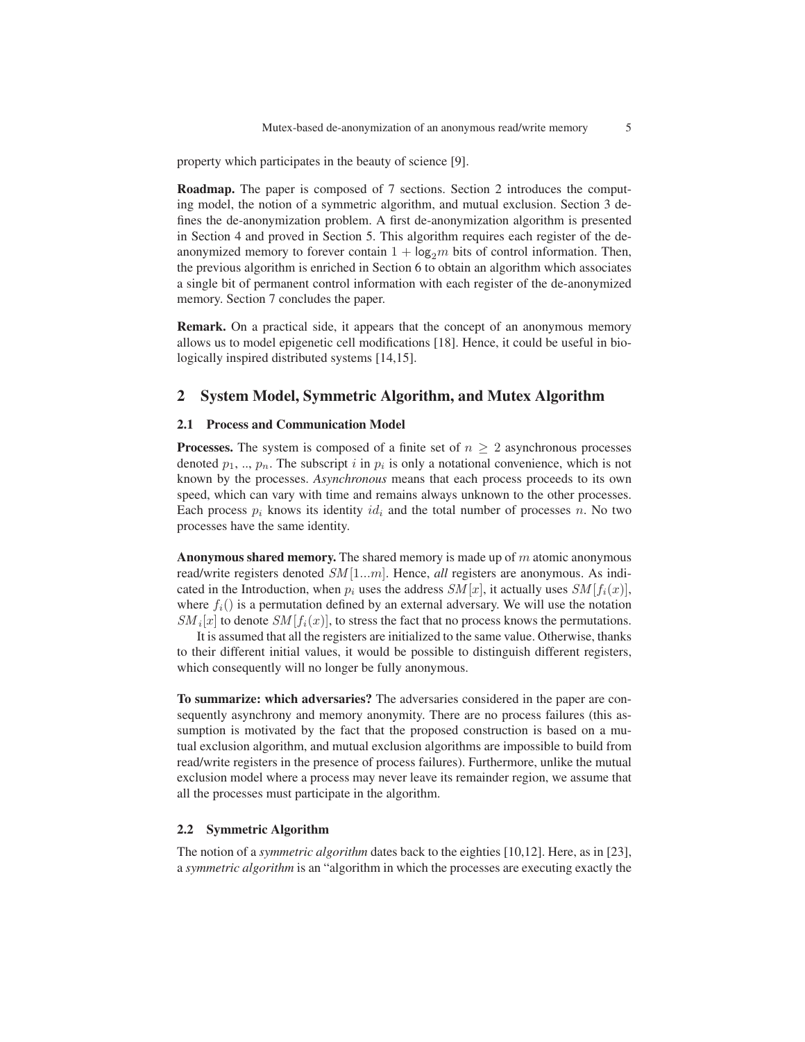property which participates in the beauty of science [9].

**Roadmap.** The paper is composed of 7 sections. Section 2 introduces the computing model, the notion of a symmetric algorithm, and mutual exclusion. Section 3 defines the de-anonymization problem. A first de-anonymization algorithm is presented in Section 4 and proved in Section 5. This algorithm requires each register of the de-anonymized memory to forever contain $1 + \log_2 m$ bits of control information. Then, the previous algorithm is enriched in Section 6 to obtain an algorithm which associates a single bit of permanent control information with each register of the de-anonymized memory. Section 7 concludes the paper.

**Remark.** On a practical side, it appears that the concept of an anonymous memory allows us to model epigenetic cell modifications [18]. Hence, it could be useful in biologically inspired distributed systems [14,15].

## 2 System Model, Symmetric Algorithm, and Mutex Algorithm

### 2.1 Process and Communication Model

**Processes.** The system is composed of a finite set of $n \geq 2$ asynchronous processes denoted $p_1$, .., $p_n$. The subscript $i$ in $p_i$ is only a notational convenience, which is not known by the processes. *Asynchronous* means that each process proceeds to its own speed, which can vary with time and remains always unknown to the other processes. Each process $p_i$ knows its identity $id_i$ and the total number of processes $n$. No two processes have the same identity.

**Anonymous shared memory.** The shared memory is made up of $m$ atomic anonymous read/write registers denoted $SM[1...m]$. Hence, *all* registers are anonymous. As indicated in the Introduction, when $p_i$ uses the address $SM[x]$, it actually uses $SM[f_i(x)]$, where $f_i()$ is a permutation defined by an external adversary. We will use the notation $SM_i[x]$ to denote $SM[f_i(x)]$, to stress the fact that no process knows the permutations.

It is assumed that all the registers are initialized to the same value. Otherwise, thanks to their different initial values, it would be possible to distinguish different registers, which consequently will no longer be fully anonymous.

**To summarize: which adversaries?** The adversaries considered in the paper are consequently asynchrony and memory anonymity. There are no process failures (this assumption is motivated by the fact that the proposed construction is based on a mutual exclusion algorithm, and mutual exclusion algorithms are impossible to build from read/write registers in the presence of process failures). Furthermore, unlike the mutual exclusion model where a process may never leave its remainder region, we assume that all the processes must participate in the algorithm.

### 2.2 Symmetric Algorithm

The notion of a *symmetric algorithm* dates back to the eighties [10,12]. Here, as in [23], a *symmetric algorithm* is an "algorithm in which the processes are executing exactly the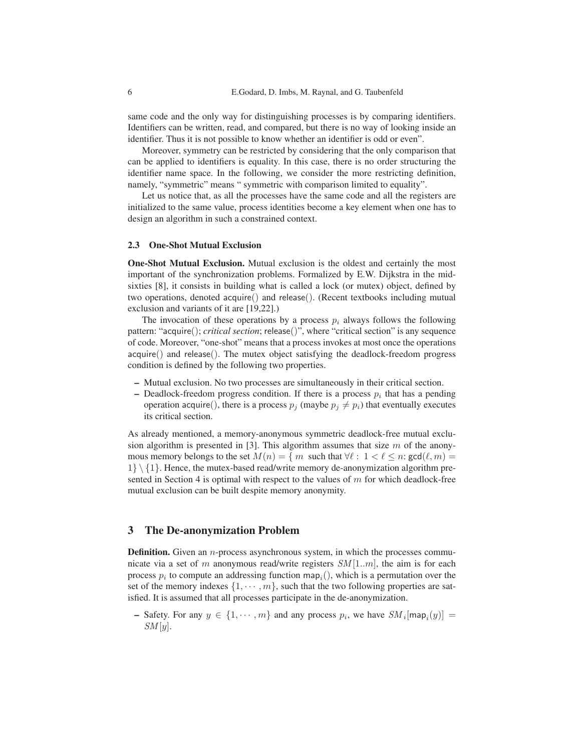same code and the only way for distinguishing processes is by comparing identifiers. Identifiers can be written, read, and compared, but there is no way of looking inside an identifier. Thus it is not possible to know whether an identifier is odd or even".

Moreover, symmetry can be restricted by considering that the only comparison that can be applied to identifiers is equality. In this case, there is no order structuring the identifier name space. In the following, we consider the more restricting definition, namely, "symmetric" means " symmetric with comparison limited to equality".

Let us notice that, as all the processes have the same code and all the registers are initialized to the same value, process identities become a key element when one has to design an algorithm in such a constrained context.

### 2.3 One-Shot Mutual Exclusion

**One-Shot Mutual Exclusion.** Mutual exclusion is the oldest and certainly the most important of the synchronization problems. Formalized by E.W. Dijkstra in the mid-sixties [8], it consists in building what is called a lock (or mutex) object, defined by two operations, denoted acquire() and release(). (Recent textbooks including mutual exclusion and variants of it are [19,22].)

The invocation of these operations by a process $p_i$ always follows the following pattern: "acquire(); *critical section*; release()", where "critical section" is any sequence of code. Moreover, "one-shot" means that a process invokes at most once the operations acquire() and release(). The mutex object satisfying the deadlock-freedom progress condition is defined by the following two properties.

- Mutual exclusion. No two processes are simultaneously in their critical section.
- Deadlock-freedom progress condition. If there is a process $p_i$ that has a pending operation acquire(), there is a process $p_j$ (maybe $p_j \neq p_i$) that eventually executes its critical section.

As already mentioned, a memory-anonymous symmetric deadlock-free mutual exclusion algorithm is presented in [3]. This algorithm assumes that size $m$ of the anonymous memory belongs to the set $M(n) = \{ m \text{ such that } \forall \ell : 1 < \ell \leq n \text{: } \mathsf{gcd}(\ell, m) = 1\} \setminus \{1\}$. Hence, the mutex-based read/write memory de-anonymization algorithm presented in Section 4 is optimal with respect to the values of $m$ for which deadlock-free mutual exclusion can be built despite memory anonymity.

## 3 The De-anonymization Problem

**Definition.** Given an $n$-process asynchronous system, in which the processes communicate via a set of $m$ anonymous read/write registers $SM[1..m]$, the aim is for each process $p_i$ to compute an addressing function $\mathsf{map}_i()$, which is a permutation over the set of the memory indexes $\{1, \cdots, m\}$, such that the two following properties are satisfied. It is assumed that all processes participate in the de-anonymization.

- Safety. For any $y \in \{1, \cdots, m\}$ and any process $p_i$, we have $SM_i[\mathsf{map}_i(y)] = SM[y]$.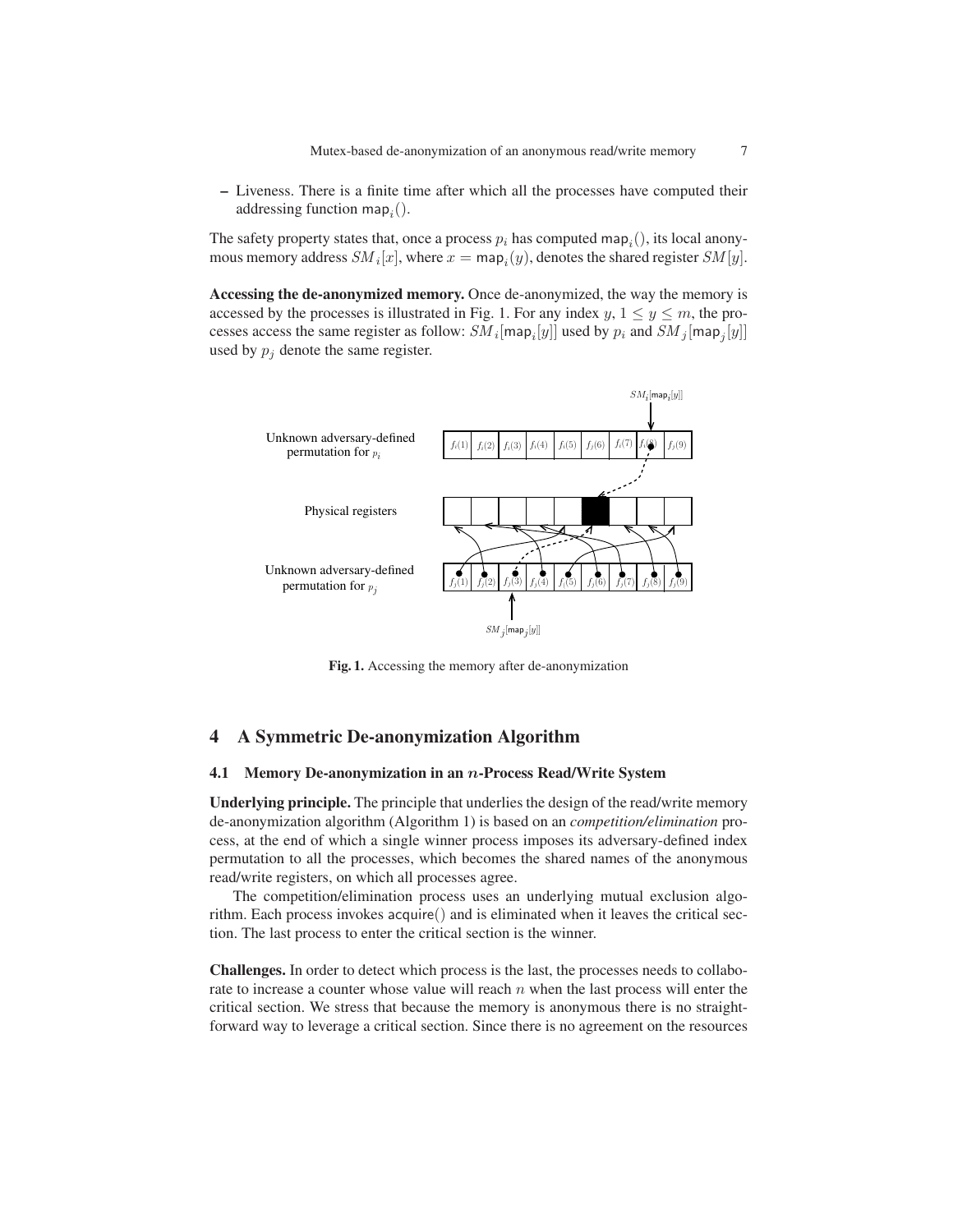– Liveness. There is a finite time after which all the processes have computed their addressing function $\mathsf{map}_i()$.

The safety property states that, once a process $p_i$ has computed $\mathsf{map}_i()$, its local anonymous memory address $SM_i[x]$, where $x = \mathsf{map}_i(y)$, denotes the shared register $SM[y]$.

**Accessing the de-anonymized memory.** Once de-anonymized, the way the memory is accessed by the processes is illustrated in Fig. 1. For any index $y$, $1 \le y \le m$, the processes access the same register as follow: $SM_i[\mathsf{map}_i[y]]$ used by $p_i$ and $SM_j[\mathsf{map}_j[y]]$ used by $p_j$ denote the same register.

$SM_i[\mathsf{map}_i[y]]$

Unknown adversary-defined permutation for $p_i$

$f_i(1)$ $f_i(2)$ $f_i(3)$ $f_i(4)$ $f_i(5)$ $f_i(6)$ $f_i(7)$ $f_i(8)$ $f_i(9)$

Physical registers

Unknown adversary-defined permutation for $p_j$

$f_j(1)$ $f_j(2)$ $f_j(3)$ $f_j(4)$ $f_j(5)$ $f_j(6)$ $f_j(7)$ $f_j(8)$ $f_j(9)$

$SM_j[\mathsf{map}_j[y]]$

**Fig. 1.** Accessing the memory after de-anonymization

## 4 A Symmetric De-anonymization Algorithm

### 4.1 Memory De-anonymization in an $n$-Process Read/Write System

**Underlying principle.** The principle that underlies the design of the read/write memory de-anonymization algorithm (Algorithm 1) is based on an *competition/elimination* process, at the end of which a single winner process imposes its adversary-defined index permutation to all the processes, which becomes the shared names of the anonymous read/write registers, on which all processes agree.

The competition/elimination process uses an underlying mutual exclusion algorithm. Each process invokes $\mathsf{acquire}()$ and is eliminated when it leaves the critical section. The last process to enter the critical section is the winner.

**Challenges.** In order to detect which process is the last, the processes needs to collaborate to increase a counter whose value will reach $n$ when the last process will enter the critical section. We stress that because the memory is anonymous there is no straightforward way to leverage a critical section. Since there is no agreement on the resources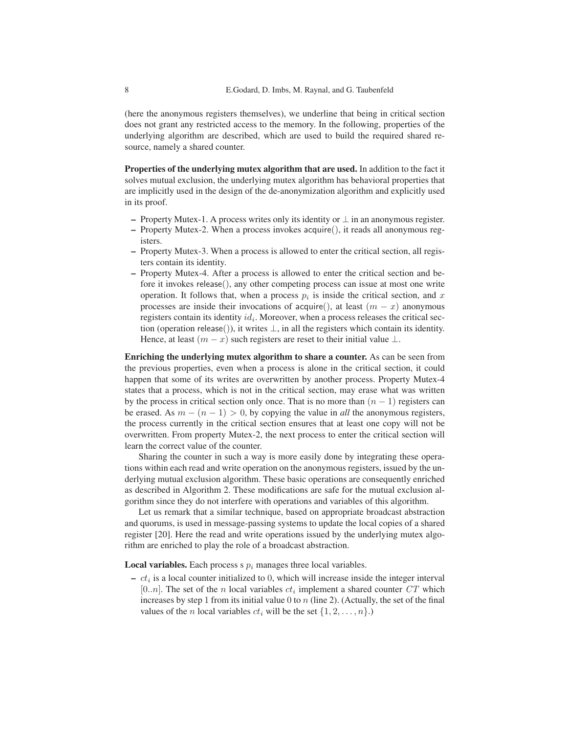(here the anonymous registers themselves), we underline that being in critical section does not grant any restricted access to the memory. In the following, properties of the underlying algorithm are described, which are used to build the required shared resource, namely a shared counter.

**Properties of the underlying mutex algorithm that are used.** In addition to the fact it solves mutual exclusion, the underlying mutex algorithm has behavioral properties that are implicitly used in the design of the de-anonymization algorithm and explicitly used in its proof.

- Property Mutex-1. A process writes only its identity or $\perp$ in an anonymous register.
- Property Mutex-2. When a process invokes acquire(), it reads all anonymous registers.
- Property Mutex-3. When a process is allowed to enter the critical section, all registers contain its identity.
- Property Mutex-4. After a process is allowed to enter the critical section and before it invokes release(), any other competing process can issue at most one write operation. It follows that, when a process $p_i$ is inside the critical section, and $x$ processes are inside their invocations of acquire(), at least $(m - x)$ anonymous registers contain its identity $id_i$. Moreover, when a process releases the critical section (operation release()), it writes $\perp$, in all the registers which contain its identity. Hence, at least $(m - x)$ such registers are reset to their initial value $\perp$.

**Enriching the underlying mutex algorithm to share a counter.** As can be seen from the previous properties, even when a process is alone in the critical section, it could happen that some of its writes are overwritten by another process. Property Mutex-4 states that a process, which is not in the critical section, may erase what was written by the process in critical section only once. That is no more than $(n - 1)$ registers can be erased. As $m - (n - 1) > 0$, by copying the value in *all* the anonymous registers, the process currently in the critical section ensures that at least one copy will not be overwritten. From property Mutex-2, the next process to enter the critical section will learn the correct value of the counter.

Sharing the counter in such a way is more easily done by integrating these operations within each read and write operation on the anonymous registers, issued by the underlying mutual exclusion algorithm. These basic operations are consequently enriched as described in Algorithm 2. These modifications are safe for the mutual exclusion algorithm since they do not interfere with operations and variables of this algorithm.

Let us remark that a similar technique, based on appropriate broadcast abstraction and quorums, is used in message-passing systems to update the local copies of a shared register [20]. Here the read and write operations issued by the underlying mutex algorithm are enriched to play the role of a broadcast abstraction.

**Local variables.** Each process s $p_i$ manages three local variables.

- $ct_i$ is a local counter initialized to $0$, which will increase inside the integer interval $[0..n]$. The set of the $n$ local variables $ct_i$ implement a shared counter $CT$ which increases by step 1 from its initial value 0 to $n$ (line 2). (Actually, the set of the final values of the $n$ local variables $ct_i$ will be the set $\{1, 2, \ldots, n\}$.)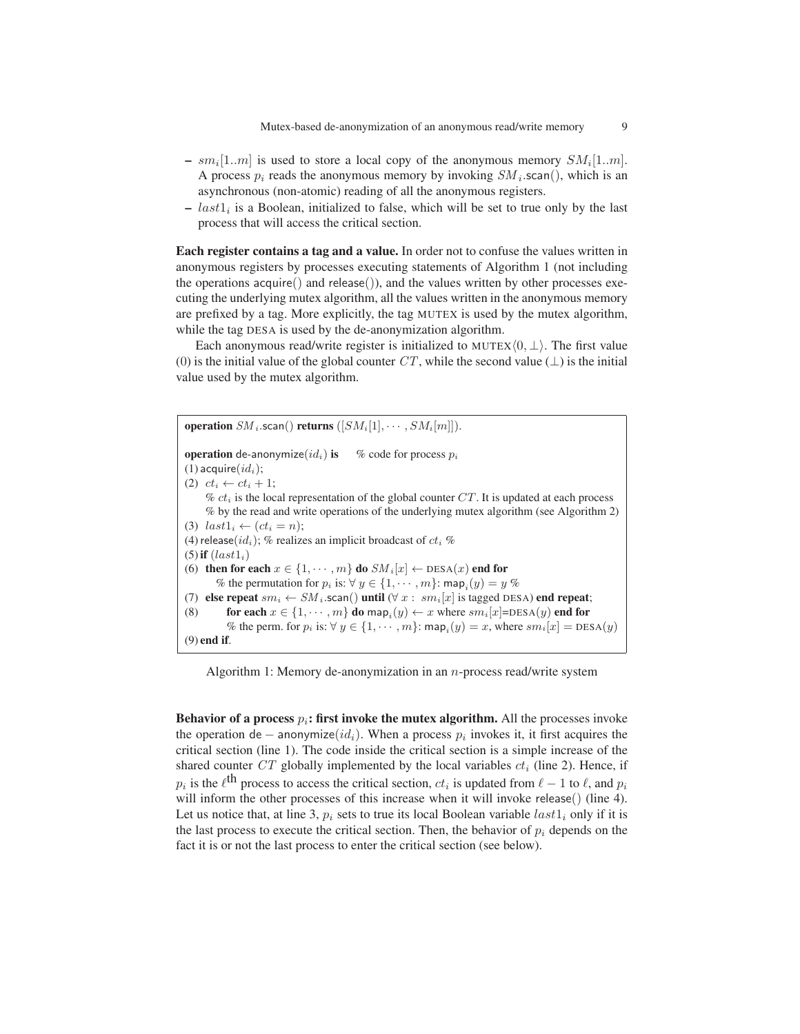- $sm_i[1..m]$ is used to store a local copy of the anonymous memory $SM_i[1..m]$. A process $p_i$ reads the anonymous memory by invoking $SM_i$.scan(), which is an asynchronous (non-atomic) reading of all the anonymous registers.
- $last1_i$ is a Boolean, initialized to false, which will be set to true only by the last process that will access the critical section.

**Each register contains a tag and a value.** In order not to confuse the values written in anonymous registers by processes executing statements of Algorithm 1 (not including the operations acquire() and release()), and the values written by other processes executing the underlying mutex algorithm, all the values written in the anonymous memory are prefixed by a tag. More explicitly, the tag MUTEX is used by the mutex algorithm, while the tag DESA is used by the de-anonymization algorithm.

Each anonymous read/write register is initialized to MUTEX$\langle 0, \perp \rangle$. The first value (0) is the initial value of the global counter $CT$, while the second value ($\perp$) is the initial value used by the mutex algorithm.

```
operation SM_i.scan() returns ([SM_i[1], ··· , SM_i[m]]).

operation de-anonymize(id_i) is     % code for process p_i
(1) acquire(id_i);
(2)  ct_i ← ct_i + 1;
     % ct_i is the local representation of the global counter CT. It is updated at each process
     % by the read and write operations of the underlying mutex algorithm (see Algorithm 2)
(3)  last1_i ← (ct_i = n);
(4) release(id_i); % realizes an implicit broadcast of ct_i %
(5) if (last1_i)
(6)  then for each x ∈ {1, ··· , m} do SM_i[x] ← DESA(x) end for
        % the permutation for p_i is: ∀ y ∈ {1, ··· , m}: map_i(y) = y %
(7)  else repeat sm_i ← SM_i.scan() until (∀ x : sm_i[x] is tagged DESA) end repeat;
(8)        for each x ∈ {1, ··· , m} do map_i(y) ← x where sm_i[x]=DESA(y) end for
           % the perm. for p_i is: ∀ y ∈ {1, ··· , m}: map_i(y) = x, where sm_i[x] = DESA(y)
(9) end if.
```

Algorithm 1: Memory de-anonymization in an $n$-process read/write system

**Behavior of a process $p_i$: first invoke the mutex algorithm.** All the processes invoke the operation de − anonymize($id_i$). When a process $p_i$ invokes it, it first acquires the critical section (line 1). The code inside the critical section is a simple increase of the shared counter $CT$ globally implemented by the local variables $ct_i$ (line 2). Hence, if $p_i$ is the $\ell^{\text{th}}$ process to access the critical section, $ct_i$ is updated from $\ell - 1$ to $\ell$, and $p_i$ will inform the other processes of this increase when it will invoke release() (line 4). Let us notice that, at line 3, $p_i$ sets to true its local Boolean variable $last1_i$ only if it is the last process to execute the critical section. Then, the behavior of $p_i$ depends on the fact it is or not the last process to enter the critical section (see below).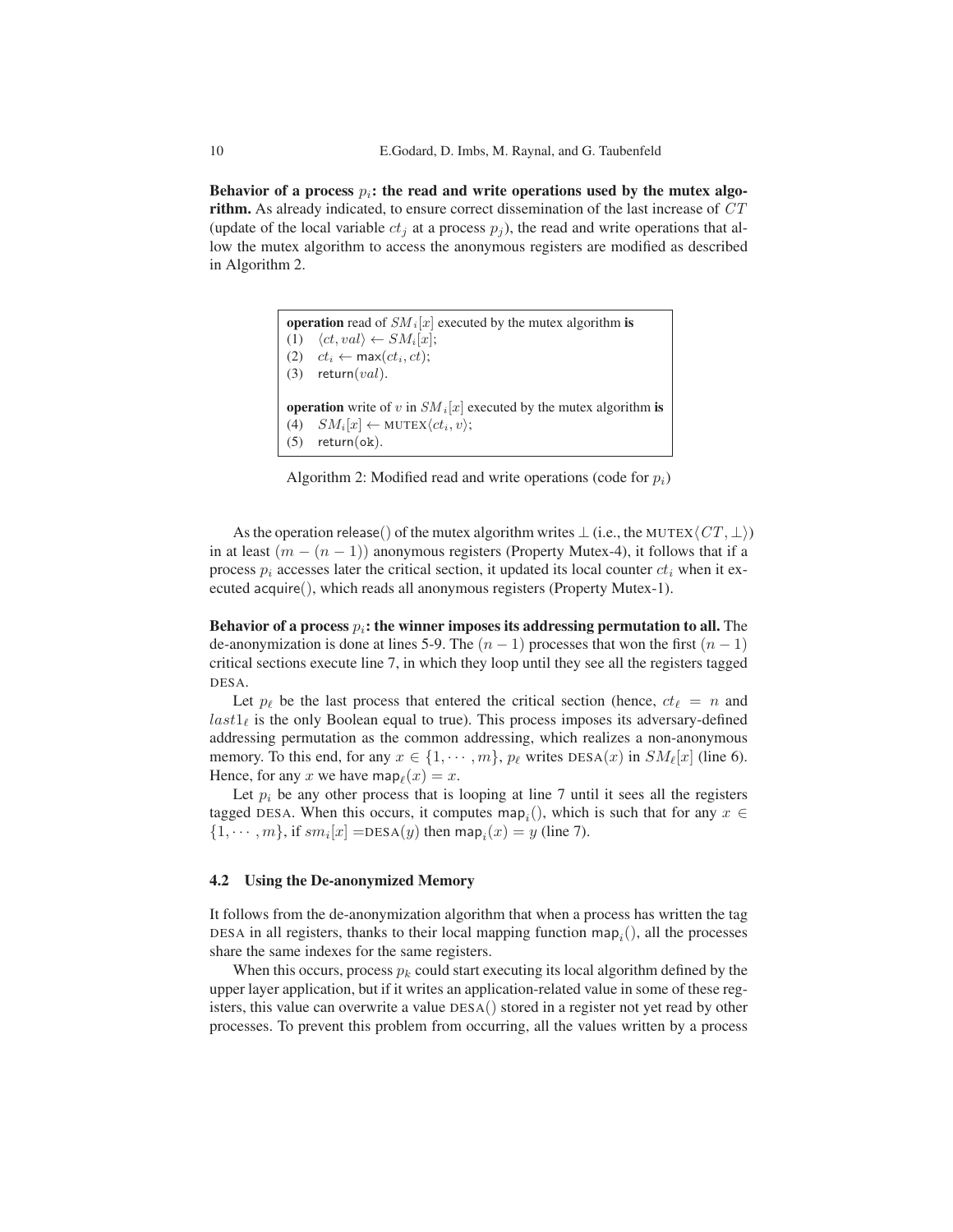**Behavior of a process $p_i$: the read and write operations used by the mutex algorithm.** As already indicated, to ensure correct dissemination of the last increase of $CT$ (update of the local variable $ct_j$ at a process $p_j$), the read and write operations that allow the mutex algorithm to access the anonymous registers are modified as described in Algorithm 2.

```
operation read of SM_i[x] executed by the mutex algorithm is
(1)  ⟨ct, val⟩ ← SM_i[x];
(2)  ct_i ← max(ct_i, ct);
(3)  return(val).

operation write of v in SM_i[x] executed by the mutex algorithm is
(4)  SM_i[x] ← MUTEX⟨ct_i, v⟩;
(5)  return(ok).
```

Algorithm 2: Modified read and write operations (code for $p_i$)

As the operation release() of the mutex algorithm writes $\perp$ (i.e., the $\text{MUTEX}\langle CT, \perp\rangle$) in at least $(m - (n-1))$ anonymous registers (Property Mutex-4), it follows that if a process $p_i$ accesses later the critical section, it updated its local counter $ct_i$ when it executed acquire(), which reads all anonymous registers (Property Mutex-1).

**Behavior of a process $p_i$: the winner imposes its addressing permutation to all.** The de-anonymization is done at lines 5-9. The $(n-1)$ processes that won the first $(n-1)$ critical sections execute line 7, in which they loop until they see all the registers tagged DESA.

Let $p_\ell$ be the last process that entered the critical section (hence, $ct_\ell = n$ and $last1_\ell$ is the only Boolean equal to true). This process imposes its adversary-defined addressing permutation as the common addressing, which realizes a non-anonymous memory. To this end, for any $x \in \{1, \cdots, m\}$, $p_\ell$ writes $\text{DESA}(x)$ in $SM_\ell[x]$ (line 6). Hence, for any $x$ we have $\mathsf{map}_\ell(x) = x$.

Let $p_i$ be any other process that is looping at line 7 until it sees all the registers tagged DESA. When this occurs, it computes $\mathsf{map}_i()$, which is such that for any $x \in \{1, \cdots, m\}$, if $sm_i[x] = \text{DESA}(y)$ then $\mathsf{map}_i(x) = y$ (line 7).

### 4.2 Using the De-anonymized Memory

It follows from the de-anonymization algorithm that when a process has written the tag DESA in all registers, thanks to their local mapping function $\mathsf{map}_i()$, all the processes share the same indexes for the same registers.

When this occurs, process $p_k$ could start executing its local algorithm defined by the upper layer application, but if it writes an application-related value in some of these registers, this value can overwrite a value DESA() stored in a register not yet read by other processes. To prevent this problem from occurring, all the values written by a process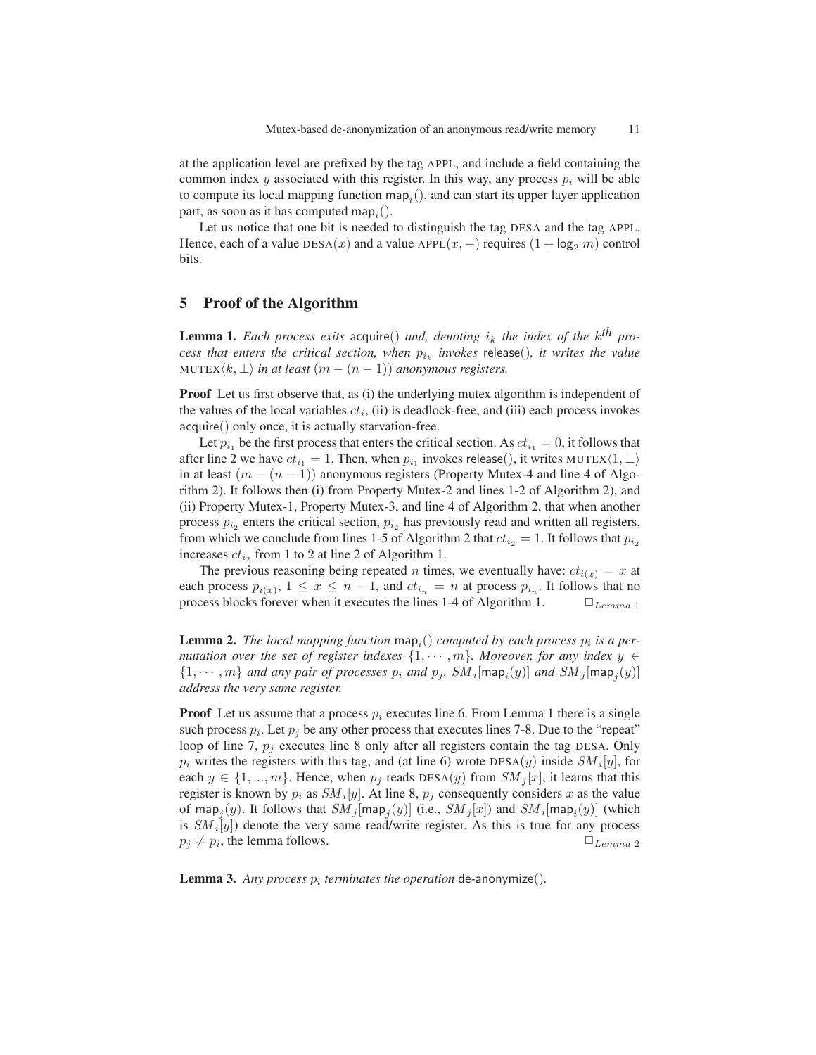at the application level are prefixed by the tag APPL, and include a field containing the common index $y$ associated with this register. In this way, any process $p_i$ will be able to compute its local mapping function $\mathsf{map}_i()$, and can start its upper layer application part, as soon as it has computed $\mathsf{map}_i()$.

Let us notice that one bit is needed to distinguish the tag DESA and the tag APPL. Hence, each of a value $\text{DESA}(x)$ and a value $\text{APPL}(x, -)$ requires $(1 + \log_2 m)$ control bits.

## 5 Proof of the Algorithm

**Lemma 1.** *Each process exits* acquire() *and, denoting $i_k$ the index of the $k^{th}$ process that enters the critical section, when $p_{i_k}$ invokes* release()*, it writes the value* $\text{MUTEX}\langle k, \perp\rangle$ *in at least* $(m - (n-1))$ *anonymous registers.*

**Proof** Let us first observe that, as (i) the underlying mutex algorithm is independent of the values of the local variables $ct_i$, (ii) is deadlock-free, and (iii) each process invokes acquire() only once, it is actually starvation-free.

Let $p_{i_1}$ be the first process that enters the critical section. As $ct_{i_1} = 0$, it follows that after line 2 we have $ct_{i_1} = 1$. Then, when $p_{i_1}$ invokes release(), it writes $\text{MUTEX}\langle 1, \perp\rangle$ in at least $(m - (n-1))$ anonymous registers (Property Mutex-4 and line 4 of Algorithm 2). It follows then (i) from Property Mutex-2 and lines 1-2 of Algorithm 2), and (ii) Property Mutex-1, Property Mutex-3, and line 4 of Algorithm 2, that when another process $p_{i_2}$ enters the critical section, $p_{i_2}$ has previously read and written all registers, from which we conclude from lines 1-5 of Algorithm 2 that $ct_{i_2} = 1$. It follows that $p_{i_2}$ increases $ct_{i_2}$ from 1 to 2 at line 2 of Algorithm 1.

The previous reasoning being repeated $n$ times, we eventually have: $ct_{i(x)} = x$ at each process $p_{i(x)}$, $1 \leq x \leq n-1$, and $ct_{i_n} = n$ at process $p_{i_n}$. It follows that no process blocks forever when it executes the lines 1-4 of Algorithm 1. $\square_{Lemma\ 1}$

**Lemma 2.** *The local mapping function $\mathsf{map}_i()$ computed by each process $p_i$ is a permutation over the set of register indexes $\{1, \cdots, m\}$. Moreover, for any index $y \in \{1, \cdots, m\}$ and any pair of processes $p_i$ and $p_j$, $SM_i[\mathsf{map}_i(y)]$ and $SM_j[\mathsf{map}_j(y)]$ address the very same register.*

**Proof** Let us assume that a process $p_i$ executes line 6. From Lemma 1 there is a single such process $p_i$. Let $p_j$ be any other process that executes lines 7-8. Due to the "repeat" loop of line 7, $p_j$ executes line 8 only after all registers contain the tag DESA. Only $p_i$ writes the registers with this tag, and (at line 6) wrote $\text{DESA}(y)$ inside $SM_i[y]$, for each $y \in \{1, ..., m\}$. Hence, when $p_j$ reads $\text{DESA}(y)$ from $SM_j[x]$, it learns that this register is known by $p_i$ as $SM_i[y]$. At line 8, $p_j$ consequently considers $x$ as the value of $\mathsf{map}_j(y)$. It follows that $SM_j[\mathsf{map}_j(y)]$ (i.e., $SM_j[x]$) and $SM_i[\mathsf{map}_i(y)]$ (which is $SM_i[y]$) denote the very same read/write register. As this is true for any process $p_j \neq p_i$, the lemma follows. $\square_{Lemma\ 2}$

**Lemma 3.** *Any process $p_i$ terminates the operation* de-anonymize().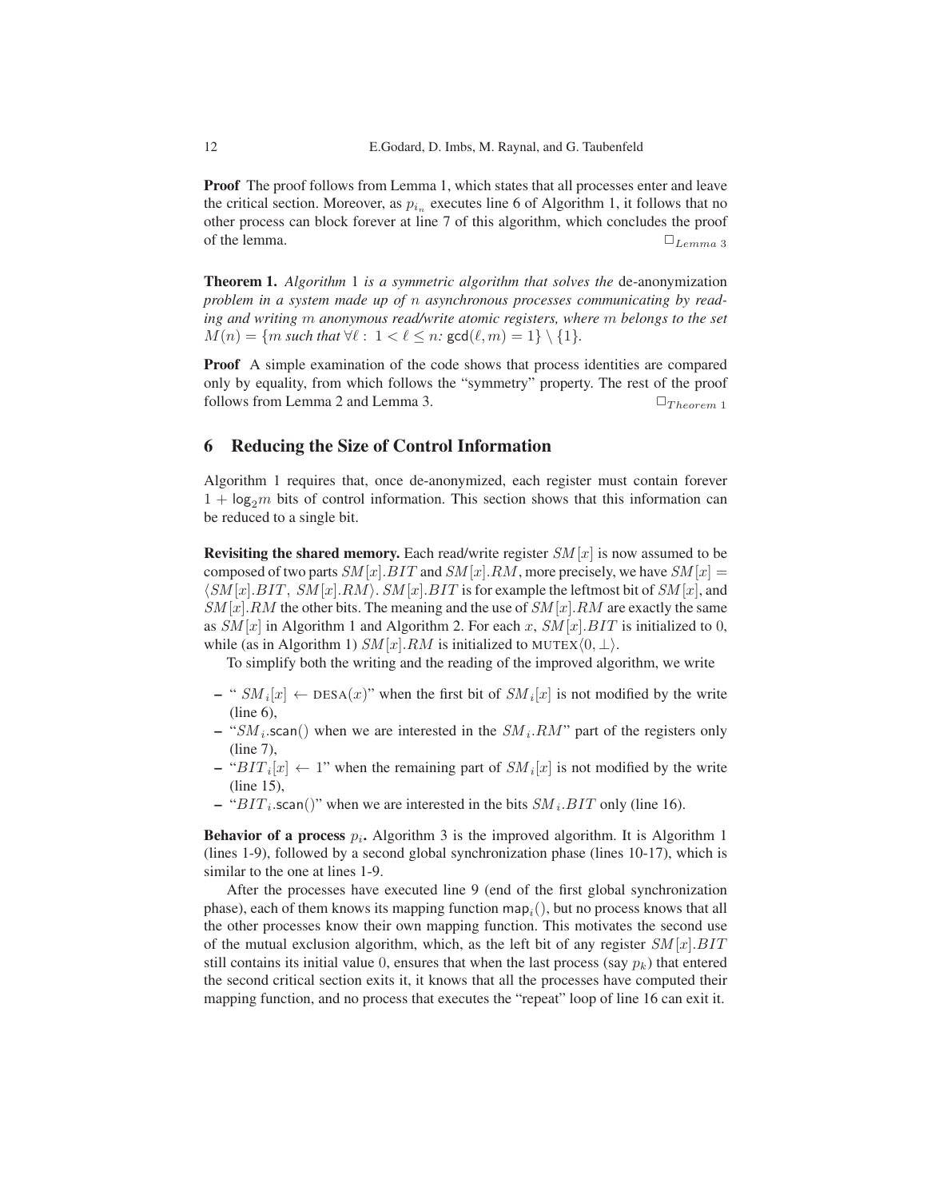**Proof** The proof follows from Lemma 1, which states that all processes enter and leave the critical section. Moreover, as $p_{i_n}$ executes line 6 of Algorithm 1, it follows that no other process can block forever at line 7 of this algorithm, which concludes the proof of the lemma. $\Box_{Lemma\ 3}$

**Theorem 1.** *Algorithm* 1 *is a symmetric algorithm that solves the* de-anonymization *problem in a system made up of* $n$ *asynchronous processes communicating by reading and writing* $m$ *anonymous read/write atomic registers, where* $m$ *belongs to the set* $M(n) = \{m \text{ such that } \forall \ell :\ 1 < \ell \leq n\text{: } \mathsf{gcd}(\ell, m) = 1\} \setminus \{1\}$.

**Proof** A simple examination of the code shows that process identities are compared only by equality, from which follows the "symmetry" property. The rest of the proof follows from Lemma 2 and Lemma 3. $\Box_{Theorem\ 1}$

## 6 Reducing the Size of Control Information

Algorithm 1 requires that, once de-anonymized, each register must contain forever $1 + \log_2 m$ bits of control information. This section shows that this information can be reduced to a single bit.

**Revisiting the shared memory.** Each read/write register $SM[x]$ is now assumed to be composed of two parts $SM[x].BIT$ and $SM[x].RM$, more precisely, we have $SM[x] = \langle SM[x].BIT,\ SM[x].RM\rangle$. $SM[x].BIT$ is for example the leftmost bit of $SM[x]$, and $SM[x].RM$ the other bits. The meaning and the use of $SM[x].RM$ are exactly the same as $SM[x]$ in Algorithm 1 and Algorithm 2. For each $x$, $SM[x].BIT$ is initialized to 0, while (as in Algorithm 1) $SM[x].RM$ is initialized to $\text{MUTEX}\langle 0, \perp\rangle$.

To simplify both the writing and the reading of the improved algorithm, we write

- " $SM_i[x] \leftarrow \text{DESA}(x)$" when the first bit of $SM_i[x]$ is not modified by the write (line 6),
- "$SM_i.\mathsf{scan}()$ when we are interested in the $SM_i.RM$" part of the registers only (line 7),
- "$BIT_i[x] \leftarrow 1$" when the remaining part of $SM_i[x]$ is not modified by the write (line 15),
- "$BIT_i.\mathsf{scan}()$" when we are interested in the bits $SM_i.BIT$ only (line 16).

**Behavior of a process $p_i$.** Algorithm 3 is the improved algorithm. It is Algorithm 1 (lines 1-9), followed by a second global synchronization phase (lines 10-17), which is similar to the one at lines 1-9.

After the processes have executed line 9 (end of the first global synchronization phase), each of them knows its mapping function $\mathsf{map}_i()$, but no process knows that all the other processes know their own mapping function. This motivates the second use of the mutual exclusion algorithm, which, as the left bit of any register $SM[x].BIT$ still contains its initial value 0, ensures that when the last process (say $p_k$) that entered the second critical section exits it, it knows that all the processes have computed their mapping function, and no process that executes the "repeat" loop of line 16 can exit it.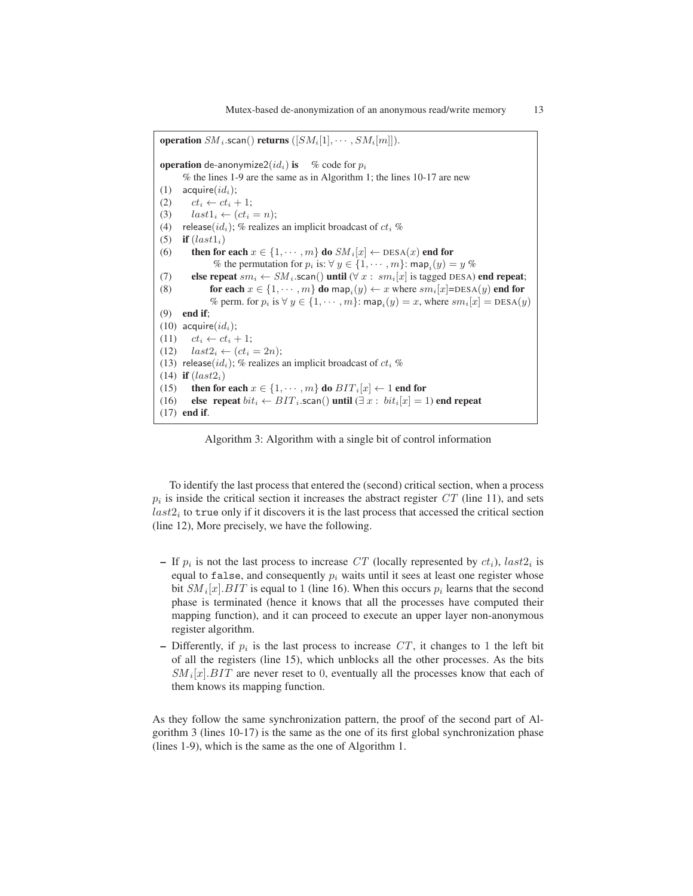```
operation SM_i.scan() returns ([SM_i[1], ···, SM_i[m]]).

operation de-anonymize2(id_i) is    % code for p_i
      % the lines 1-9 are the same as in Algorithm 1; the lines 10-17 are new
(1)   acquire(id_i);
(2)      ct_i ← ct_i + 1;
(3)      last1_i ← (ct_i = n);
(4)   release(id_i); % realizes an implicit broadcast of ct_i %
(5)   if (last1_i)
(6)      then for each x ∈ {1, ···, m} do SM_i[x] ← DESA(x) end for
              % the permutation for p_i is: ∀ y ∈ {1, ···, m}: map_i(y) = y %
(7)      else repeat sm_i ← SM_i.scan() until (∀ x : sm_i[x] is tagged DESA) end repeat;
(8)           for each x ∈ {1, ···, m} do map_i(y) ← x where sm_i[x]=DESA(y) end for
              % perm. for p_i is ∀ y ∈ {1, ···, m}: map_i(y) = x, where sm_i[x] = DESA(y)
(9)   end if;
(10)  acquire(id_i);
(11)     ct_i ← ct_i + 1;
(12)     last2_i ← (ct_i = 2n);
(13)  release(id_i); % realizes an implicit broadcast of ct_i %
(14)  if (last2_i)
(15)     then for each x ∈ {1, ···, m} do BIT_i[x] ← 1 end for
(16)     else repeat bit_i ← BIT_i.scan() until (∃ x : bit_i[x] = 1) end repeat
(17)  end if.
```

Algorithm 3: Algorithm with a single bit of control information

To identify the last process that entered the (second) critical section, when a process $p_i$ is inside the critical section it increases the abstract register $CT$ (line 11), and sets $last2_i$ to `true` only if it discovers it is the last process that accessed the critical section (line 12), More precisely, we have the following.

- If $p_i$ is not the last process to increase $CT$ (locally represented by $ct_i$), $last2_i$ is equal to `false`, and consequently $p_i$ waits until it sees at least one register whose bit $SM_i[x].BIT$ is equal to 1 (line 16). When this occurs $p_i$ learns that the second phase is terminated (hence it knows that all the processes have computed their mapping function), and it can proceed to execute an upper layer non-anonymous register algorithm.
- Differently, if $p_i$ is the last process to increase $CT$, it changes to 1 the left bit of all the registers (line 15), which unblocks all the other processes. As the bits $SM_i[x].BIT$ are never reset to 0, eventually all the processes know that each of them knows its mapping function.

As they follow the same synchronization pattern, the proof of the second part of Algorithm 3 (lines 10-17) is the same as the one of its first global synchronization phase (lines 1-9), which is the same as the one of Algorithm 1.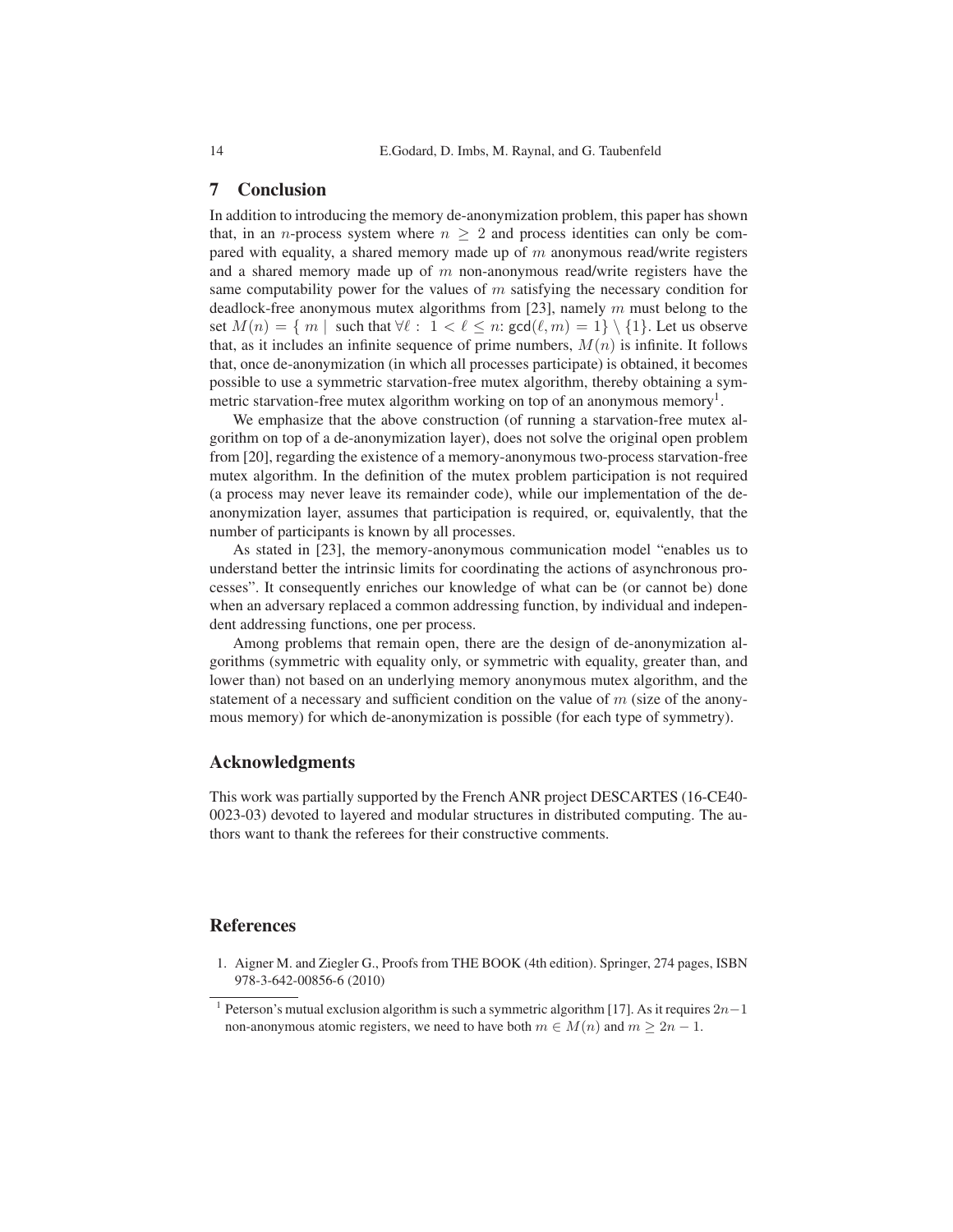## 7 Conclusion

In addition to introducing the memory de-anonymization problem, this paper has shown that, in an $n$-process system where $n \geq 2$ and process identities can only be compared with equality, a shared memory made up of $m$ anonymous read/write registers and a shared memory made up of $m$ non-anonymous read/write registers have the same computability power for the values of $m$ satisfying the necessary condition for deadlock-free anonymous mutex algorithms from [23], namely $m$ must belong to the set $M(n) = \{ m \mid \text{ such that } \forall \ell : 1 < \ell \leq n \text{: } \mathsf{gcd}(\ell, m) = 1\} \setminus \{1\}$. Let us observe that, as it includes an infinite sequence of prime numbers, $M(n)$ is infinite. It follows that, once de-anonymization (in which all processes participate) is obtained, it becomes possible to use a symmetric starvation-free mutex algorithm, thereby obtaining a symmetric starvation-free mutex algorithm working on top of an anonymous memory[1].

We emphasize that the above construction (of running a starvation-free mutex algorithm on top of a de-anonymization layer), does not solve the original open problem from [20], regarding the existence of a memory-anonymous two-process starvation-free mutex algorithm. In the definition of the mutex problem participation is not required (a process may never leave its remainder code), while our implementation of the de-anonymization layer, assumes that participation is required, or, equivalently, that the number of participants is known by all processes.

As stated in [23], the memory-anonymous communication model "enables us to understand better the intrinsic limits for coordinating the actions of asynchronous processes". It consequently enriches our knowledge of what can be (or cannot be) done when an adversary replaced a common addressing function, by individual and independent addressing functions, one per process.

Among problems that remain open, there are the design of de-anonymization algorithms (symmetric with equality only, or symmetric with equality, greater than, and lower than) not based on an underlying memory anonymous mutex algorithm, and the statement of a necessary and sufficient condition on the value of $m$ (size of the anonymous memory) for which de-anonymization is possible (for each type of symmetry).

## Acknowledgments

This work was partially supported by the French ANR project DESCARTES (16-CE40-0023-03) devoted to layered and modular structures in distributed computing. The authors want to thank the referees for their constructive comments.

## References

1. Aigner M. and Ziegler G., Proofs from THE BOOK (4th edition). Springer, 274 pages, ISBN 978-3-642-00856-6 (2010)

---

[1] Peterson's mutual exclusion algorithm is such a symmetric algorithm [17]. As it requires $2n-1$ non-anonymous atomic registers, we need to have both $m \in M(n)$ and $m \geq 2n-1$.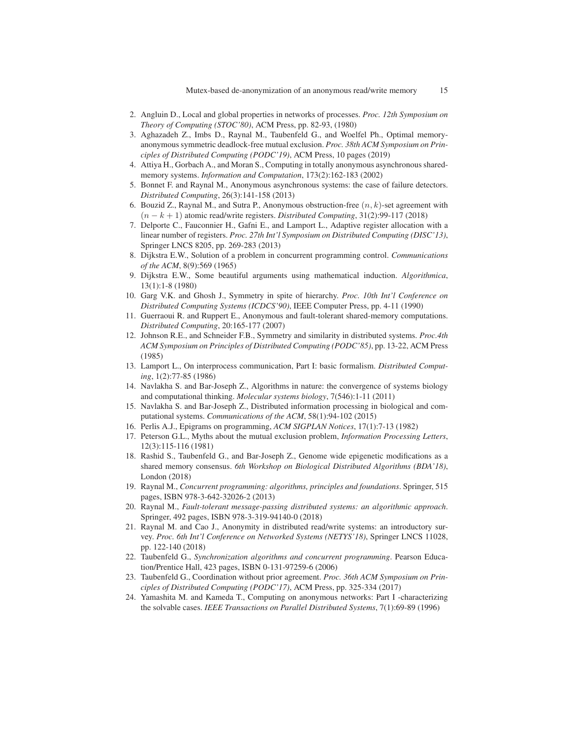2. Angluin D., Local and global properties in networks of processes. *Proc. 12th Symposium on Theory of Computing (STOC'80)*, ACM Press, pp. 82-93, (1980)
3. Aghazadeh Z., Imbs D., Raynal M., Taubenfeld G., and Woelfel Ph., Optimal memory-anonymous symmetric deadlock-free mutual exclusion. *Proc. 38th ACM Symposium on Principles of Distributed Computing (PODC'19)*, ACM Press, 10 pages (2019)
4. Attiya H., Gorbach A., and Moran S., Computing in totally anonymous asynchronous shared-memory systems. *Information and Computation*, 173(2):162-183 (2002)
5. Bonnet F. and Raynal M., Anonymous asynchronous systems: the case of failure detectors. *Distributed Computing*, 26(3):141-158 (2013)
6. Bouzid Z., Raynal M., and Sutra P., Anonymous obstruction-free $(n, k)$-set agreement with $(n - k + 1)$ atomic read/write registers. *Distributed Computing*, 31(2):99-117 (2018)
7. Delporte C., Fauconnier H., Gafni E., and Lamport L., Adaptive register allocation with a linear number of registers. *Proc. 27th Int'l Symposium on Distributed Computing (DISC'13)*, Springer LNCS 8205, pp. 269-283 (2013)
8. Dijkstra E.W., Solution of a problem in concurrent programming control. *Communications of the ACM*, 8(9):569 (1965)
9. Dijkstra E.W., Some beautiful arguments using mathematical induction. *Algorithmica*, 13(1):1-8 (1980)
10. Garg V.K. and Ghosh J., Symmetry in spite of hierarchy. *Proc. 10th Int'l Conference on Distributed Computing Systems (ICDCS'90)*, IEEE Computer Press, pp. 4-11 (1990)
11. Guerraoui R. and Ruppert E., Anonymous and fault-tolerant shared-memory computations. *Distributed Computing*, 20:165-177 (2007)
12. Johnson R.E., and Schneider F.B., Symmetry and similarity in distributed systems. *Proc.4th ACM Symposium on Principles of Distributed Computing (PODC'85)*, pp. 13-22, ACM Press (1985)
13. Lamport L., On interprocess communication, Part I: basic formalism. *Distributed Computing*, 1(2):77-85 (1986)
14. Navlakha S. and Bar-Joseph Z., Algorithms in nature: the convergence of systems biology and computational thinking. *Molecular systems biology*, 7(546):1-11 (2011)
15. Navlakha S. and Bar-Joseph Z., Distributed information processing in biological and computational systems. *Communications of the ACM*, 58(1):94-102 (2015)
16. Perlis A.J., Epigrams on programming, *ACM SIGPLAN Notices*, 17(1):7-13 (1982)
17. Peterson G.L., Myths about the mutual exclusion problem, *Information Processing Letters*, 12(3):115-116 (1981)
18. Rashid S., Taubenfeld G., and Bar-Joseph Z., Genome wide epigenetic modifications as a shared memory consensus. *6th Workshop on Biological Distributed Algorithms (BDA'18)*, London (2018)
19. Raynal M., *Concurrent programming: algorithms, principles and foundations*. Springer, 515 pages, ISBN 978-3-642-32026-2 (2013)
20. Raynal M., *Fault-tolerant message-passing distributed systems: an algorithmic approach*. Springer, 492 pages, ISBN 978-3-319-94140-0 (2018)
21. Raynal M. and Cao J., Anonymity in distributed read/write systems: an introductory survey. *Proc. 6th Int'l Conference on Networked Systems (NETYS'18)*, Springer LNCS 11028, pp. 122-140 (2018)
22. Taubenfeld G., *Synchronization algorithms and concurrent programming*. Pearson Education/Prentice Hall, 423 pages, ISBN 0-131-97259-6 (2006)
23. Taubenfeld G., Coordination without prior agreement. *Proc. 36th ACM Symposium on Principles of Distributed Computing (PODC'17)*, ACM Press, pp. 325-334 (2017)
24. Yamashita M. and Kameda T., Computing on anonymous networks: Part I -characterizing the solvable cases. *IEEE Transactions on Parallel Distributed Systems*, 7(1):69-89 (1996)